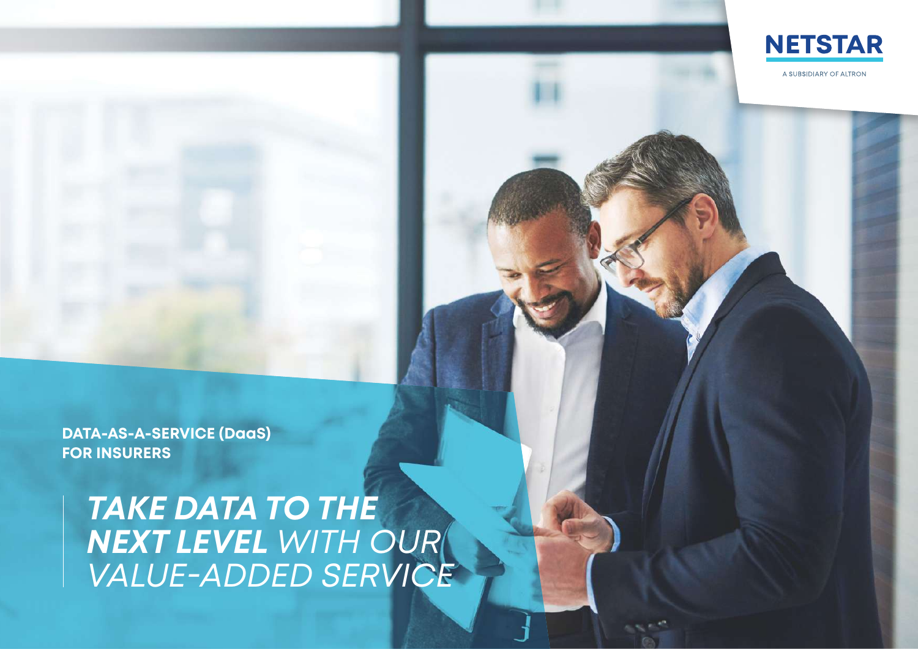**NETSTAR**

A SUBSIDIARY OF ALTRON

**DATA-AS-A-SERVICE (DaaS)**
**FOR INSURERS**

# ***TAKE DATA TO THE NEXT LEVEL*** *WITH OUR VALUE-ADDED SERVICE*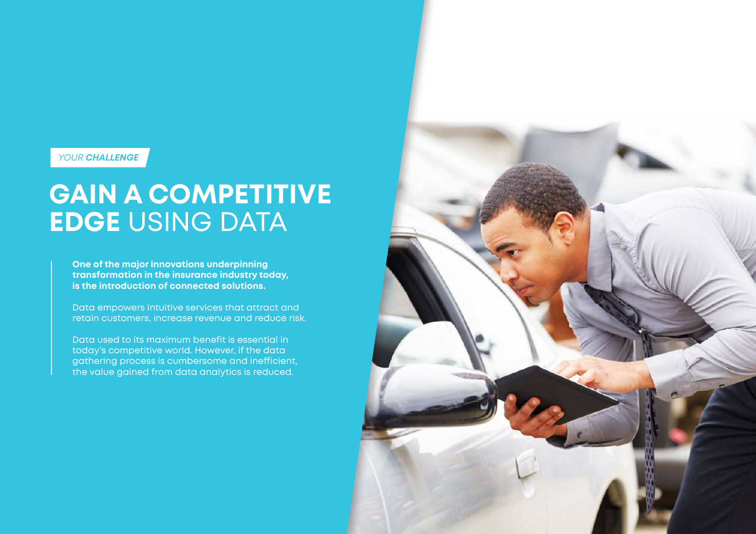*YOUR **CHALLENGE***

# **GAIN A COMPETITIVE EDGE** USING DATA

**One of the major innovations underpinning transformation in the insurance industry today, is the introduction of connected solutions.**

Data empowers intuitive services that attract and retain customers, increase revenue and reduce risk.

Data used to its maximum benefit is essential in today's competitive world. However, if the data gathering process is cumbersome and inefficient, the value gained from data analytics is reduced.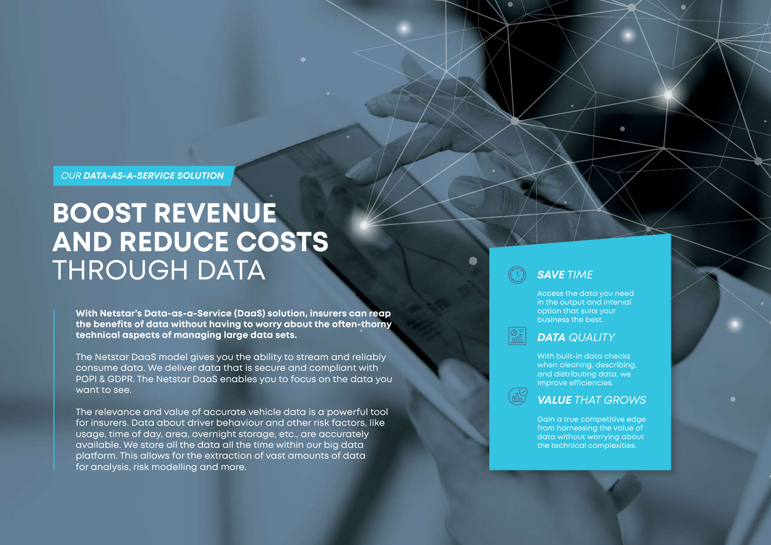OUR **DATA-AS-A-SERVICE SOLUTION**

# BOOST REVENUE AND REDUCE COSTS THROUGH DATA

**With Netstar's Data-as-a-Service (DaaS) solution, insurers can reap the benefits of data without having to worry about the often-thorny technical aspects of managing large data sets.**

The Netstar DaaS model gives you the ability to stream and reliably consume data. We deliver data that is secure and compliant with POPI & GDPR. The Netstar DaaS enables you to focus on the data you want to see.

The relevance and value of accurate vehicle data is a powerful tool for insurers. Data about driver behaviour and other risk factors, like usage, time of day, area, overnight storage, etc., are accurately available. We store all the data all the time within our big data platform. This allows for the extraction of vast amounts of data for analysis, risk modelling and more.

### **SAVE** TIME

Access the data you need in the output and interval option that suits your business the best.

### **DATA** QUALITY

With built-in data checks when cleaning, describing, and distributing data, we improve efficiencies.

### **VALUE** THAT GROWS

Gain a true competitive edge from harnessing the value of data without worrying about the technical complexities.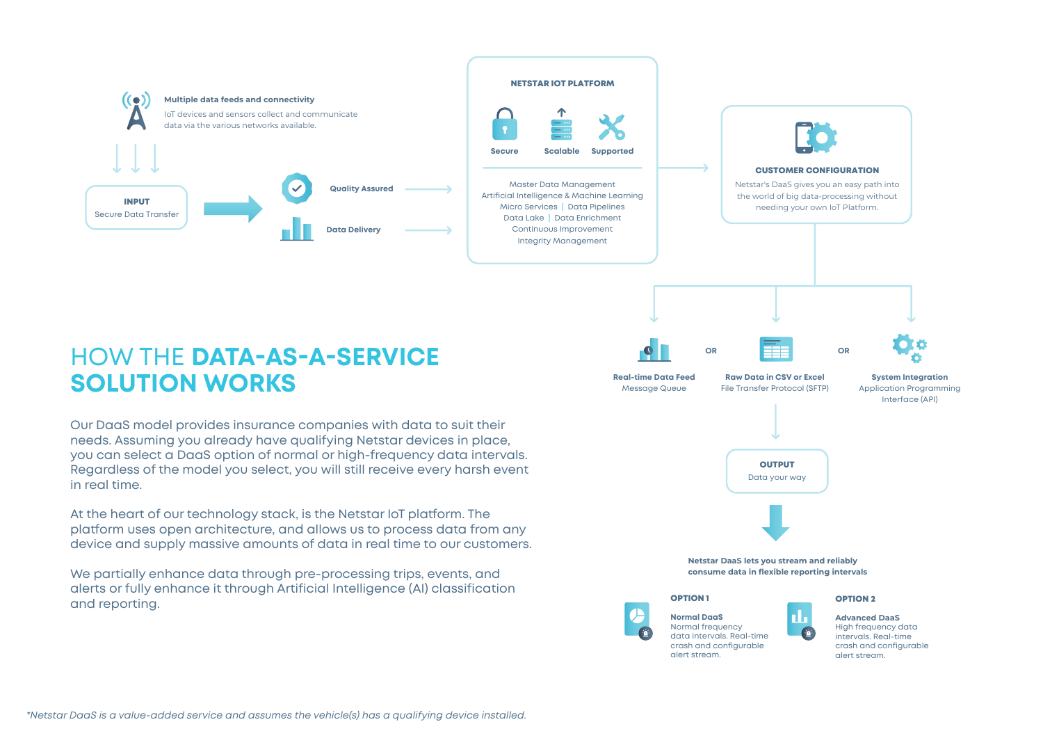**Multiple data feeds and connectivity**

IoT devices and sensors collect and communicate data via the various networks available.

**INPUT**
Secure Data Transfer

**Quality Assured**

**Data Delivery**

**NETSTAR IOT PLATFORM**

Secure | Scalable | Supported

Master Data Management
Artificial Intelligence & Machine Learning
Micro Services | Data Pipelines
Data Lake | Data Enrichment
Continuous Improvement
Integrity Management

**CUSTOMER CONFIGURATION**

Netstar's DaaS gives you an easy path into the world of big data-processing without needing your own IoT Platform.

**Real-time Data Feed**
Message Queue

OR

**Raw Data in CSV or Excel**
File Transfer Protocol (SFTP)

OR

**System Integration**
Application Programming Interface (API)

**OUTPUT**
Data your way

**Netstar DaaS lets you stream and reliably consume data in flexible reporting intervals**

**OPTION 1**

**Normal DaaS**
Normal frequency data intervals. Real-time crash and configurable alert stream.

**OPTION 2**

**Advanced DaaS**
High frequency data intervals. Real-time crash and configurable alert stream.

# HOW THE **DATA-AS-A-SERVICE SOLUTION WORKS**

Our DaaS model provides insurance companies with data to suit their needs. Assuming you already have qualifying Netstar devices in place, you can select a DaaS option of normal or high-frequency data intervals. Regardless of the model you select, you will still receive every harsh event in real time.

At the heart of our technology stack, is the Netstar IoT platform. The platform uses open architecture, and allows us to process data from any device and supply massive amounts of data in real time to our customers.

We partially enhance data through pre-processing trips, events, and alerts or fully enhance it through Artificial Intelligence (AI) classification and reporting.

*\*Netstar DaaS is a value-added service and assumes the vehicle(s) has a qualifying device installed.*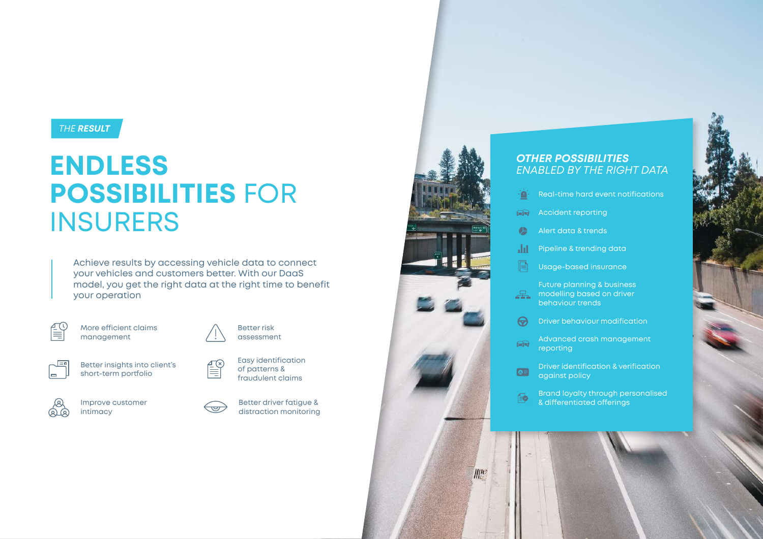*THE **RESULT***

# ENDLESS POSSIBILITIES FOR INSURERS

Achieve results by accessing vehicle data to connect your vehicles and customers better. With our DaaS model, you get the right data at the right time to benefit your operation

- More efficient claims management
- Better risk assessment
- Better insights into client's short-term portfolio
- Easy identification of patterns & fraudulent claims
- Improve customer intimacy
- Better driver fatigue & distraction monitoring

## *OTHER POSSIBILITIES ENABLED BY THE RIGHT DATA*

- Real-time hard event notifications
- Accident reporting
- Alert data & trends
- Pipeline & trending data
- Usage-based insurance
- Future planning & business modelling based on driver behaviour trends
- Driver behaviour modification
- Advanced crash management reporting
- Driver identification & verification against policy
- Brand loyalty through personalised & differentiated offerings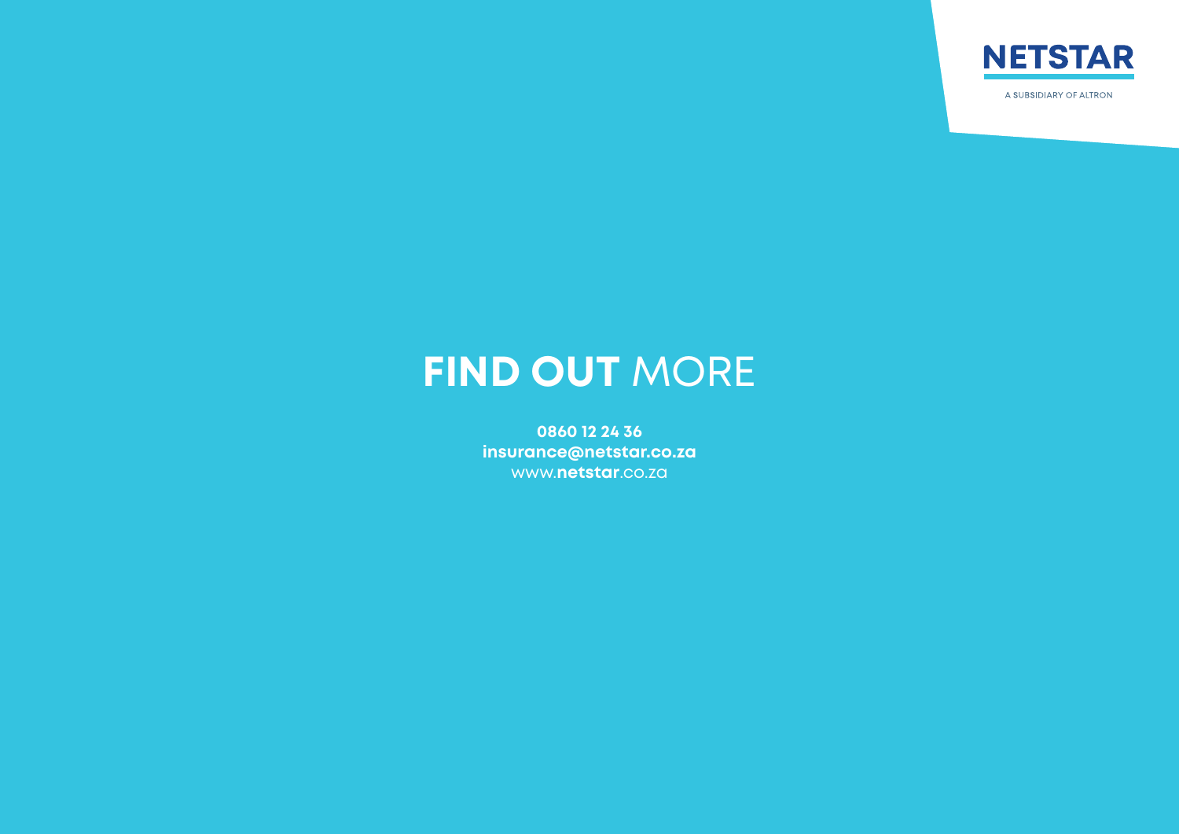NETSTAR

A SUBSIDIARY OF ALTRON

# **FIND OUT** MORE

**0860 12 24 36**
**insurance@netstar.co.za**
www.**netstar**.co.za